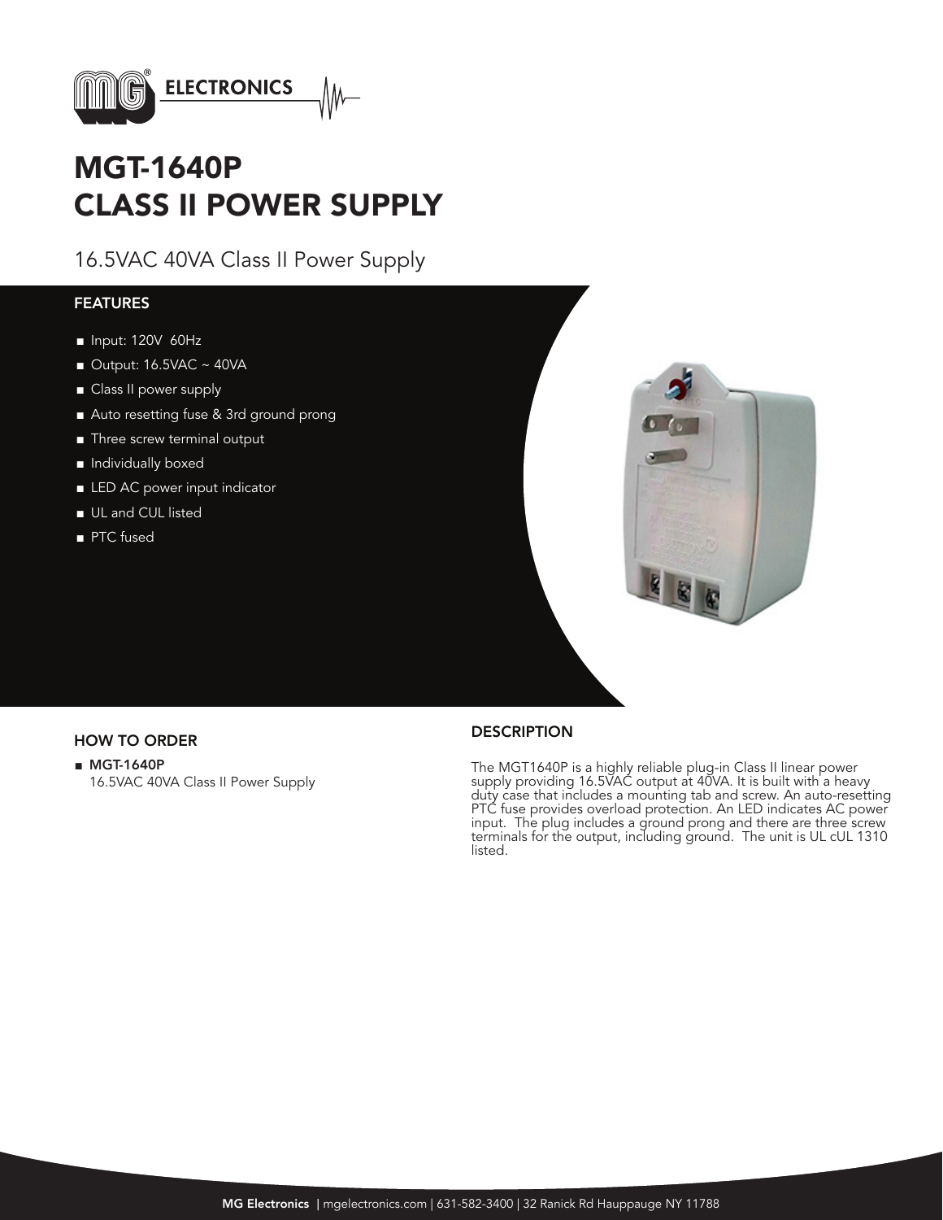MG ELECTRONICS

# MGT-1640P
# CLASS II POWER SUPPLY

16.5VAC 40VA Class II Power Supply

## FEATURES

- Input: 120V 60Hz
- Output: 16.5VAC ~ 40VA
- Class II power supply
- Auto resetting fuse & 3rd ground prong
- Three screw terminal output
- Individually boxed
- LED AC power input indicator
- UL and CUL listed
- PTC fused

## HOW TO ORDER

- **MGT-1640P**
  16.5VAC 40VA Class II Power Supply

## DESCRIPTION

The MGT1640P is a highly reliable plug-in Class II linear power supply providing 16.5VAC output at 40VA. It is built with a heavy duty case that includes a mounting tab and screw. An auto-resetting PTC fuse provides overload protection. An LED indicates AC power input. The plug includes a ground prong and there are three screw terminals for the output, including ground. The unit is UL cUL 1310 listed.

**MG Electronics** | mgelectronics.com | 631-582-3400 | 32 Ranick Rd Hauppauge NY 11788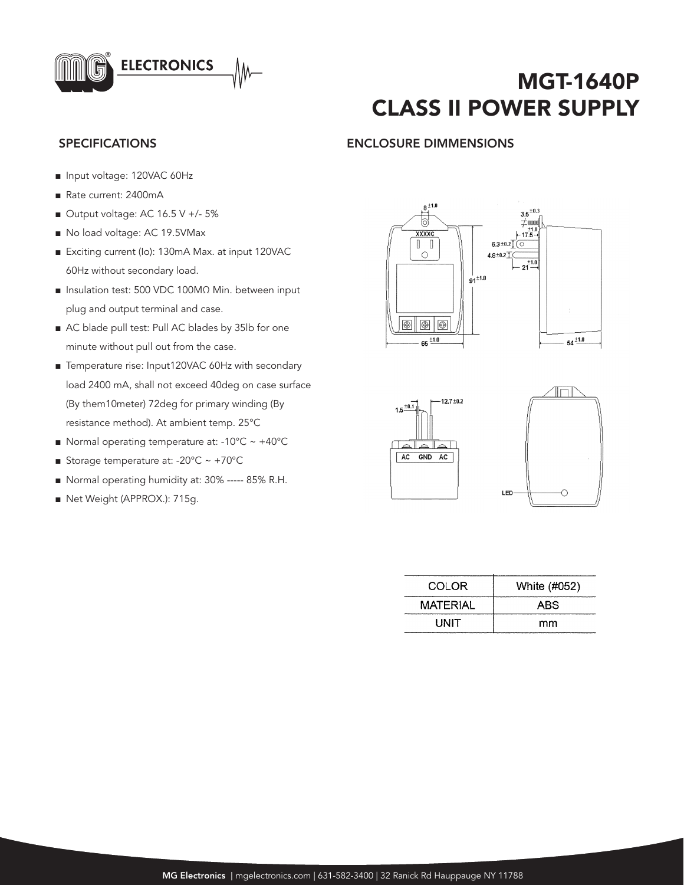# MGT-1640P
# CLASS II POWER SUPPLY

## SPECIFICATIONS

- Input voltage: 120VAC 60Hz
- Rate current: 2400mA
- Output voltage: AC 16.5 V +/- 5%
- No load voltage: AC 19.5VMax
- Exciting current (Io): 130mA Max. at input 120VAC 60Hz without secondary load.
- Insulation test: 500 VDC 100MΩ Min. between input plug and output terminal and case.
- AC blade pull test: Pull AC blades by 35lb for one minute without pull out from the case.
- Temperature rise: Input120VAC 60Hz with secondary load 2400 mA, shall not exceed 40deg on case surface (By them10meter) 72deg for primary winding (By resistance method). At ambient temp. 25°C
- Normal operating temperature at: -10°C ~ +40°C
- Storage temperature at: -20°C ~ +70°C
- Normal operating humidity at: 30% ----- 85% R.H.
- Net Weight (APPROX.): 715g.

## ENCLOSURE DIMMENSIONS

8 ±1.0
XXXXC
91 ±1.0
65 ±1.0
3.5 ±0.3
±1.0
17.5
6.3 ±0.2
4.8 ±0.2
±1.0
21
54 ±1.0
1.5 ±0.1
12.7 ±0.2
AC GND AC
LED

| | |
|---|---|
| COLOR | White (#052) |
| MATERIAL | ABS |
| UNIT | mm |

MG Electronics | mgelectronics.com | 631-582-3400 | 32 Ranick Rd Hauppauge NY 11788